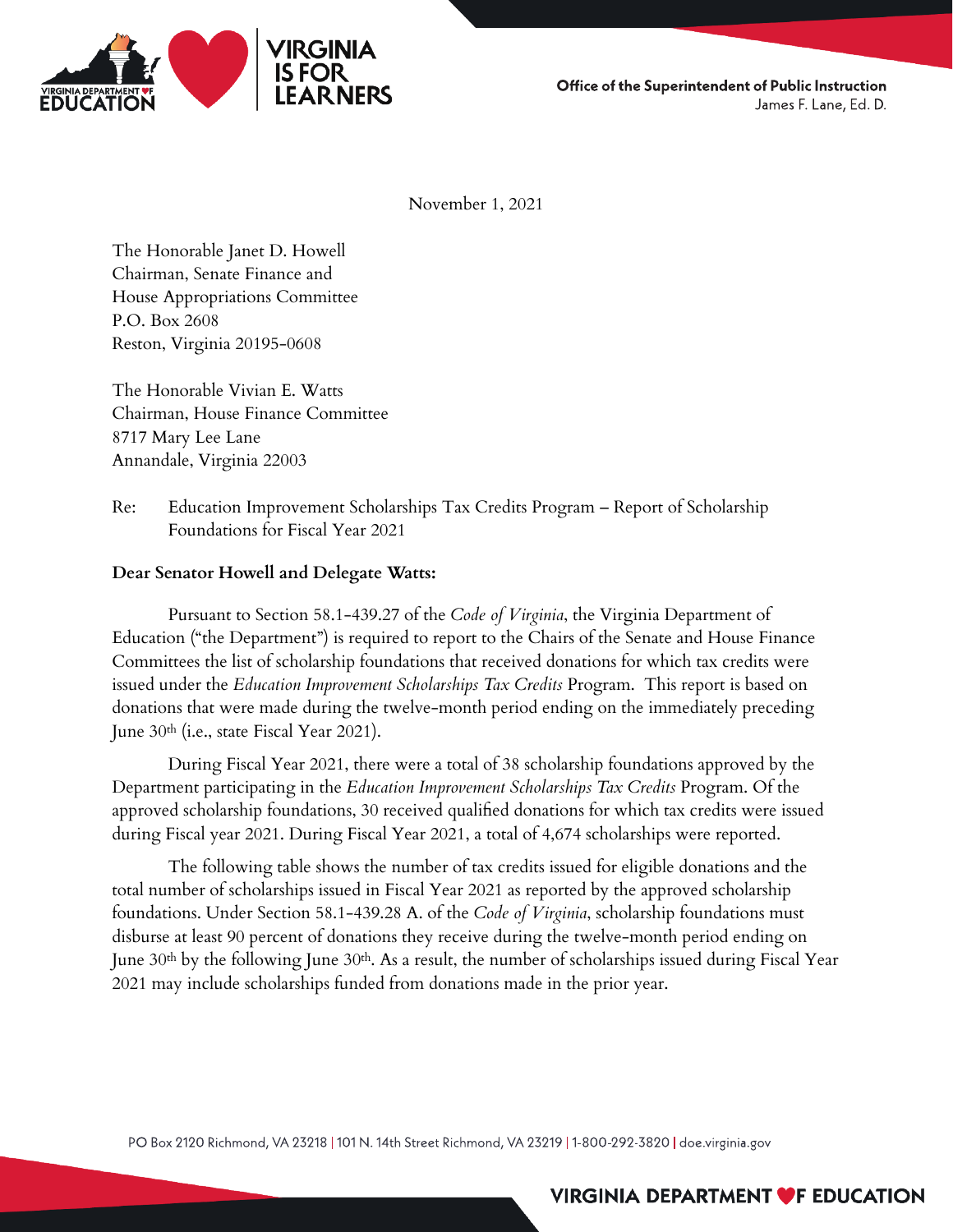Office of the Superintendent of Public Instruction
James F. Lane, Ed. D.

November 1, 2021

The Honorable Janet D. Howell
Chairman, Senate Finance and
House Appropriations Committee
P.O. Box 2608
Reston, Virginia 20195-0608

The Honorable Vivian E. Watts
Chairman, House Finance Committee
8717 Mary Lee Lane
Annandale, Virginia 22003

Re: Education Improvement Scholarships Tax Credits Program – Report of Scholarship Foundations for Fiscal Year 2021

**Dear Senator Howell and Delegate Watts:**

Pursuant to Section 58.1-439.27 of the *Code of Virginia*, the Virginia Department of Education ("the Department") is required to report to the Chairs of the Senate and House Finance Committees the list of scholarship foundations that received donations for which tax credits were issued under the *Education Improvement Scholarships Tax Credits* Program. This report is based on donations that were made during the twelve-month period ending on the immediately preceding June 30th (i.e., state Fiscal Year 2021).

During Fiscal Year 2021, there were a total of 38 scholarship foundations approved by the Department participating in the *Education Improvement Scholarships Tax Credits* Program. Of the approved scholarship foundations, 30 received qualified donations for which tax credits were issued during Fiscal year 2021. During Fiscal Year 2021, a total of 4,674 scholarships were reported.

The following table shows the number of tax credits issued for eligible donations and the total number of scholarships issued in Fiscal Year 2021 as reported by the approved scholarship foundations. Under Section 58.1-439.28 A. of the *Code of Virginia*, scholarship foundations must disburse at least 90 percent of donations they receive during the twelve-month period ending on June 30th by the following June 30th. As a result, the number of scholarships issued during Fiscal Year 2021 may include scholarships funded from donations made in the prior year.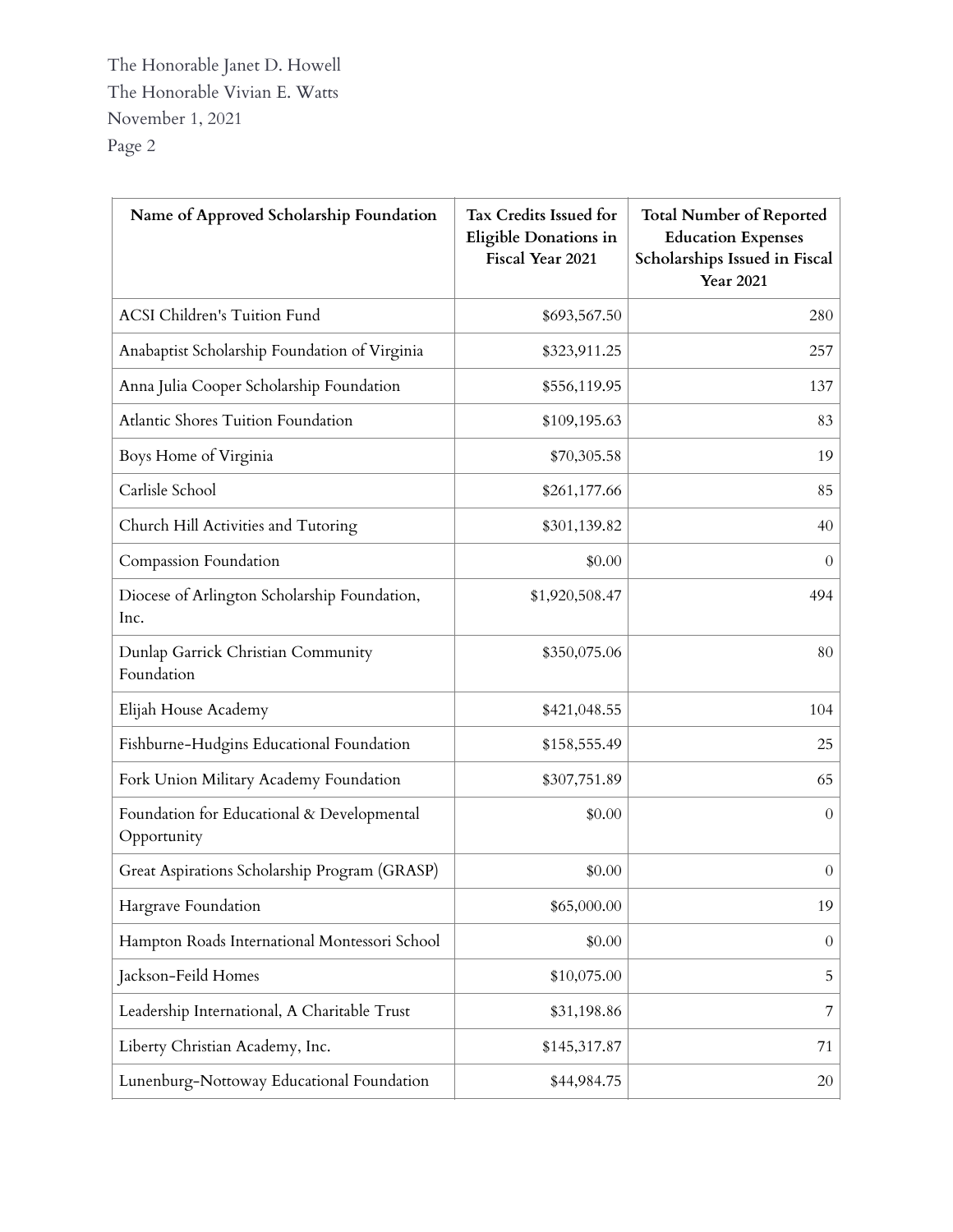| Name of Approved Scholarship Foundation | Tax Credits Issued for Eligible Donations in Fiscal Year 2021 | Total Number of Reported Education Expenses Scholarships Issued in Fiscal Year 2021 |
|---|---|---|
| ACSI Children's Tuition Fund | $693,567.50 | 280 |
| Anabaptist Scholarship Foundation of Virginia | $323,911.25 | 257 |
| Anna Julia Cooper Scholarship Foundation | $556,119.95 | 137 |
| Atlantic Shores Tuition Foundation | $109,195.63 | 83 |
| Boys Home of Virginia | $70,305.58 | 19 |
| Carlisle School | $261,177.66 | 85 |
| Church Hill Activities and Tutoring | $301,139.82 | 40 |
| Compassion Foundation | $0.00 | 0 |
| Diocese of Arlington Scholarship Foundation, Inc. | $1,920,508.47 | 494 |
| Dunlap Garrick Christian Community Foundation | $350,075.06 | 80 |
| Elijah House Academy | $421,048.55 | 104 |
| Fishburne-Hudgins Educational Foundation | $158,555.49 | 25 |
| Fork Union Military Academy Foundation | $307,751.89 | 65 |
| Foundation for Educational & Developmental Opportunity | $0.00 | 0 |
| Great Aspirations Scholarship Program (GRASP) | $0.00 | 0 |
| Hargrave Foundation | $65,000.00 | 19 |
| Hampton Roads International Montessori School | $0.00 | 0 |
| Jackson-Feild Homes | $10,075.00 | 5 |
| Leadership International, A Charitable Trust | $31,198.86 | 7 |
| Liberty Christian Academy, Inc. | $145,317.87 | 71 |
| Lunenburg-Nottoway Educational Foundation | $44,984.75 | 20 |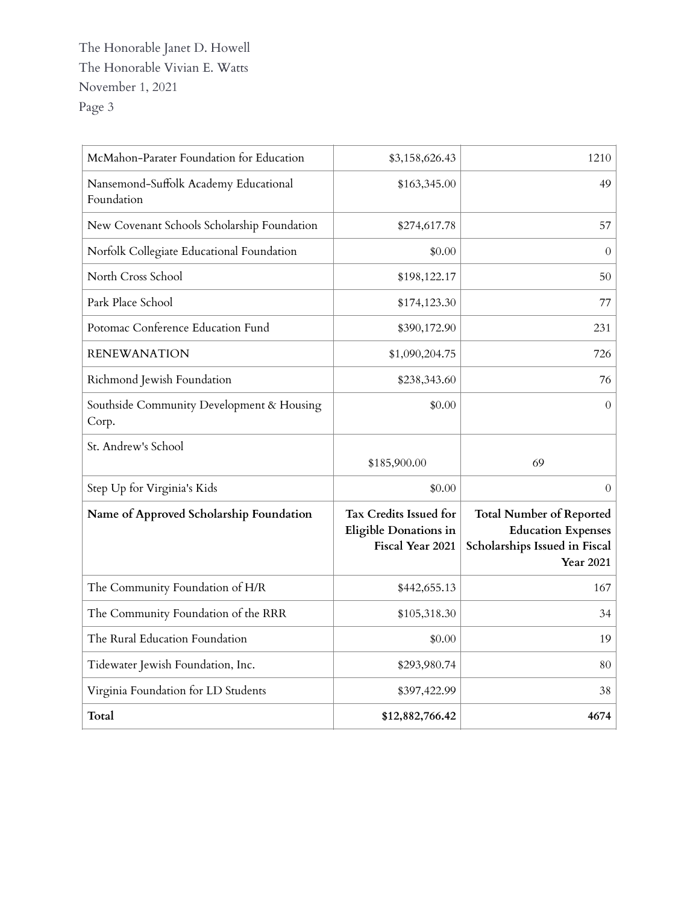| Name of Approved Scholarship Foundation | Tax Credits Issued for Eligible Donations in Fiscal Year 2021 | Total Number of Reported Education Expenses Scholarships Issued in Fiscal Year 2021 |
|---|---|---|
| McMahon-Parater Foundation for Education | $3,158,626.43 | 1210 |
| Nansemond-Suffolk Academy Educational Foundation | $163,345.00 | 49 |
| New Covenant Schools Scholarship Foundation | $274,617.78 | 57 |
| Norfolk Collegiate Educational Foundation | $0.00 | 0 |
| North Cross School | $198,122.17 | 50 |
| Park Place School | $174,123.30 | 77 |
| Potomac Conference Education Fund | $390,172.90 | 231 |
| RENEWANATION | $1,090,204.75 | 726 |
| Richmond Jewish Foundation | $238,343.60 | 76 |
| Southside Community Development & Housing Corp. | $0.00 | 0 |
| St. Andrew's School | $185,900.00 | 69 |
| Step Up for Virginia's Kids | $0.00 | 0 |
| The Community Foundation of H/R | $442,655.13 | 167 |
| The Community Foundation of the RRR | $105,318.30 | 34 |
| The Rural Education Foundation | $0.00 | 19 |
| Tidewater Jewish Foundation, Inc. | $293,980.74 | 80 |
| Virginia Foundation for LD Students | $397,422.99 | 38 |
| **Total** | **$12,882,766.42** | **4674** |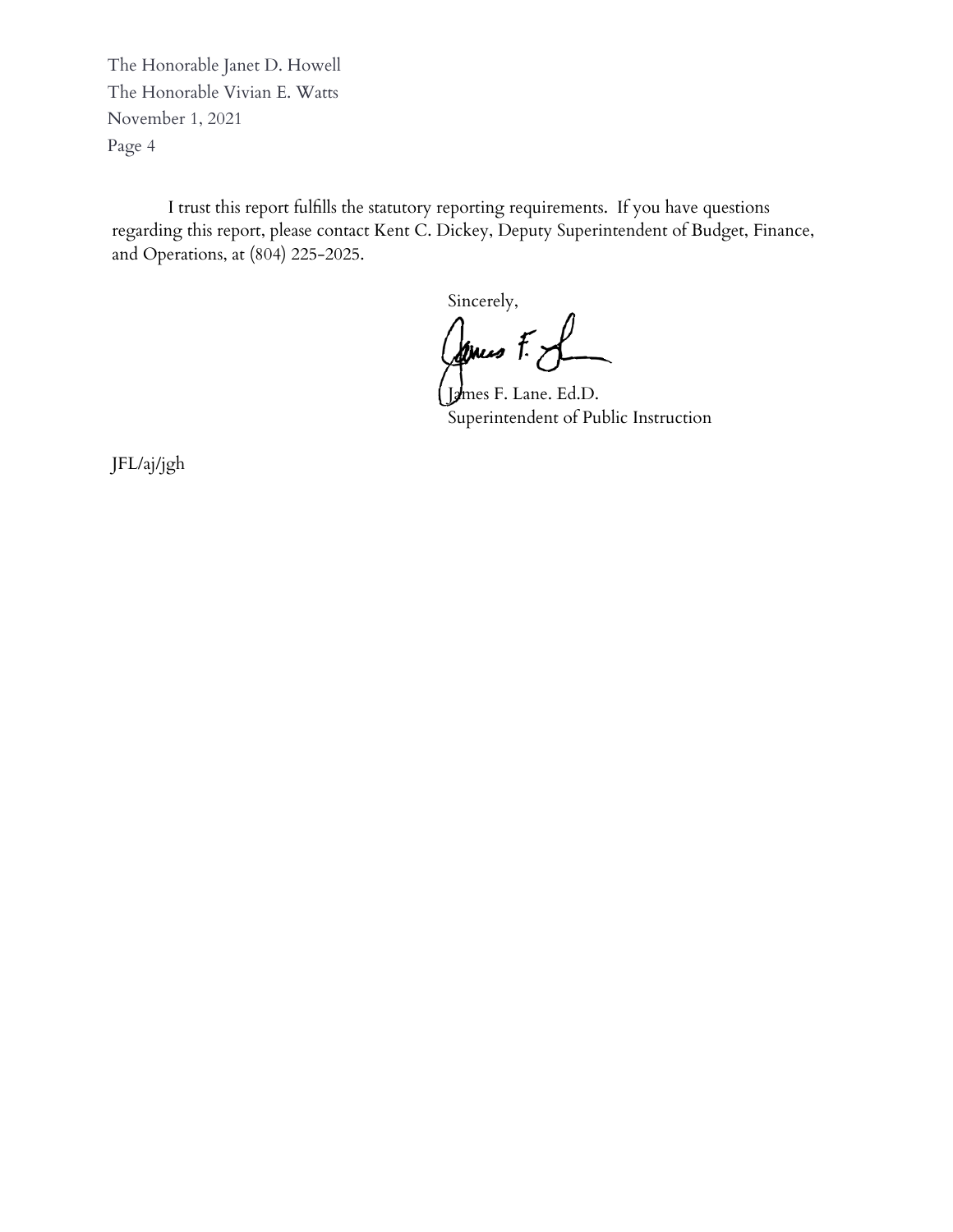I trust this report fulfills the statutory reporting requirements. If you have questions regarding this report, please contact Kent C. Dickey, Deputy Superintendent of Budget, Finance, and Operations, at (804) 225-2025.

Sincerely,

James F. Lane. Ed.D.
Superintendent of Public Instruction

JFL/aj/jgh